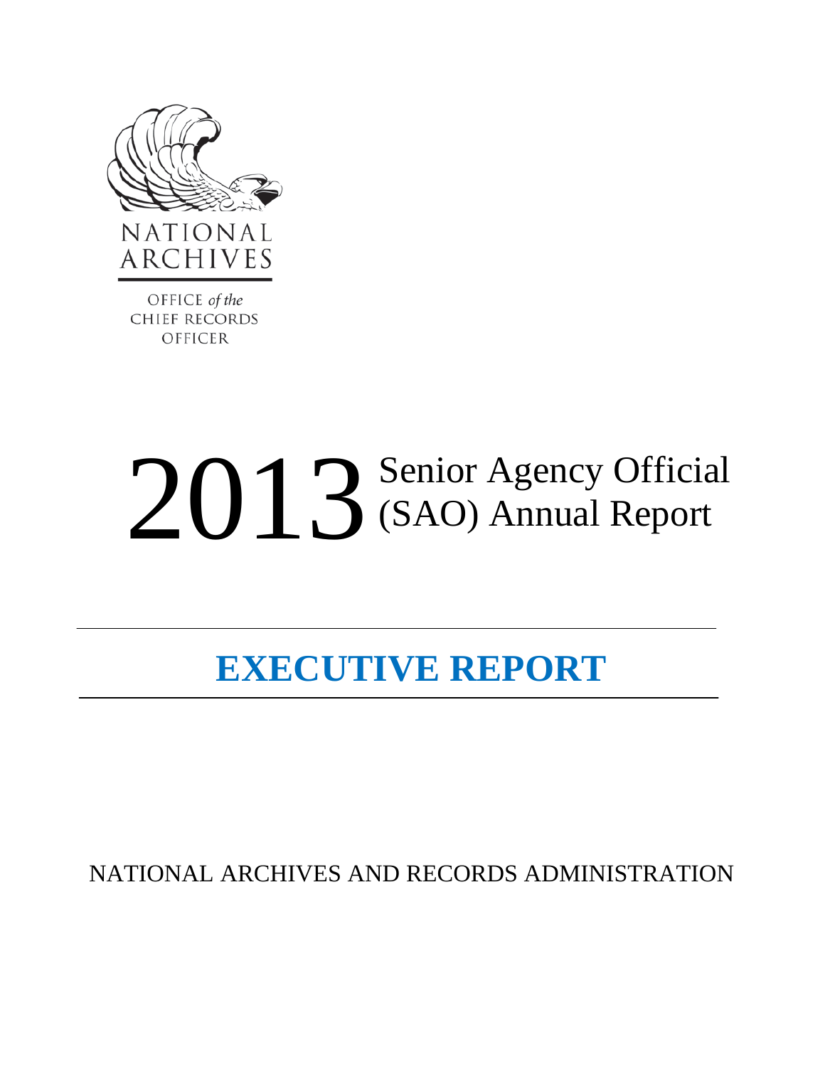NATIONAL ARCHIVES

OFFICE *of the* CHIEF RECORDS OFFICER

# 2013 Senior Agency Official (SAO) Annual Report

## EXECUTIVE REPORT

NATIONAL ARCHIVES AND RECORDS ADMINISTRATION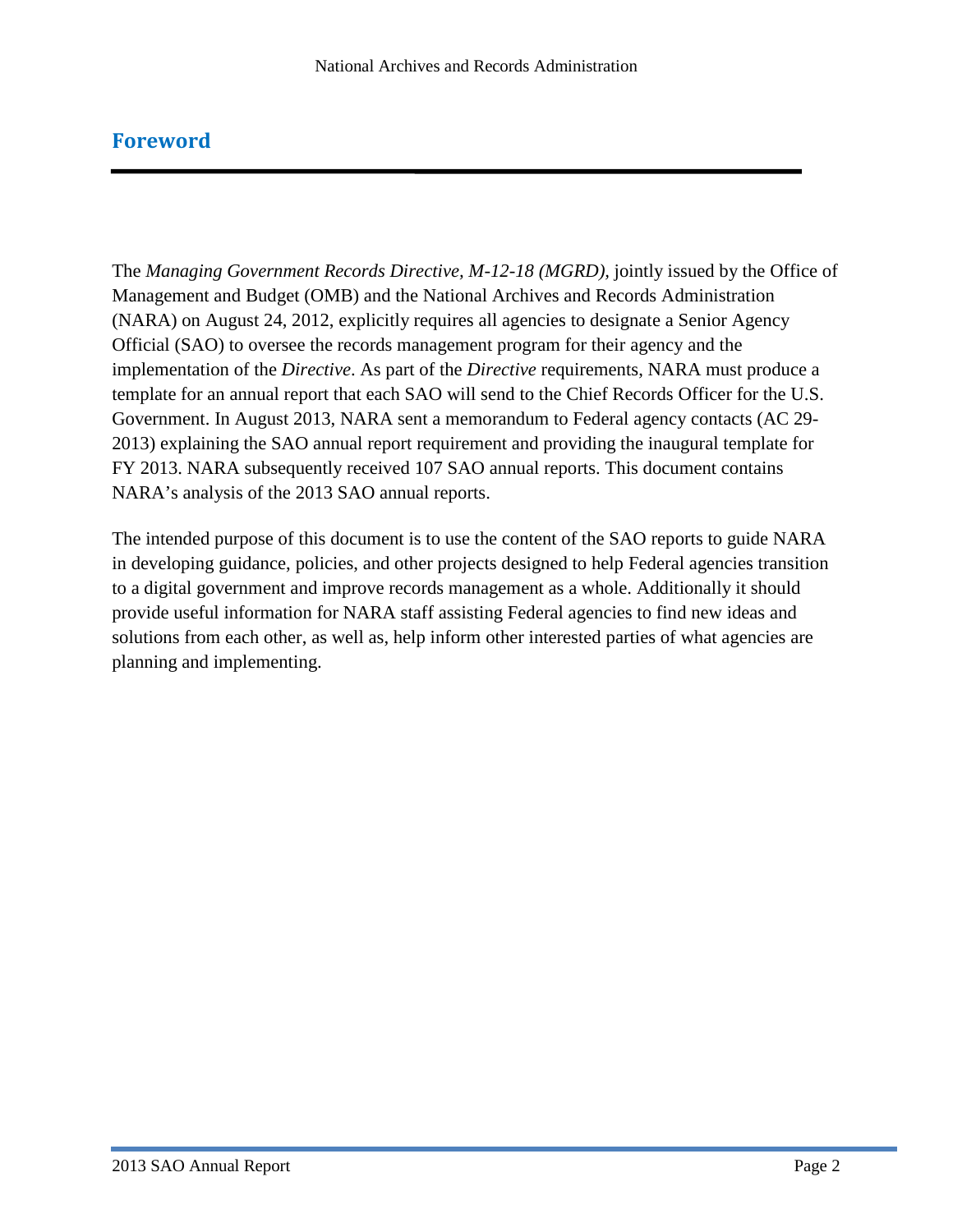## Foreword

The *Managing Government Records Directive, M-12-18 (MGRD),* jointly issued by the Office of Management and Budget (OMB) and the National Archives and Records Administration (NARA) on August 24, 2012, explicitly requires all agencies to designate a Senior Agency Official (SAO) to oversee the records management program for their agency and the implementation of the *Directive*. As part of the *Directive* requirements, NARA must produce a template for an annual report that each SAO will send to the Chief Records Officer for the U.S. Government. In August 2013, NARA sent a memorandum to Federal agency contacts (AC 29-2013) explaining the SAO annual report requirement and providing the inaugural template for FY 2013. NARA subsequently received 107 SAO annual reports. This document contains NARA's analysis of the 2013 SAO annual reports.

The intended purpose of this document is to use the content of the SAO reports to guide NARA in developing guidance, policies, and other projects designed to help Federal agencies transition to a digital government and improve records management as a whole. Additionally it should provide useful information for NARA staff assisting Federal agencies to find new ideas and solutions from each other, as well as, help inform other interested parties of what agencies are planning and implementing.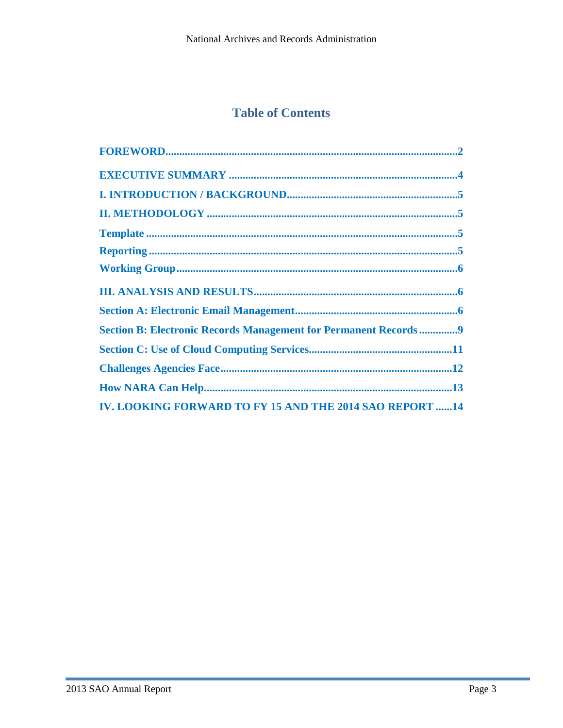# Table of Contents

**FOREWORD** .......... 2

**EXECUTIVE SUMMARY** .......... 4

**I. INTRODUCTION / BACKGROUND** .......... 5

**II. METHODOLOGY** .......... 5

**Template** .......... 5

**Reporting** .......... 5

**Working Group** .......... 6

**III. ANALYSIS AND RESULTS** .......... 6

**Section A: Electronic Email Management** .......... 6

**Section B: Electronic Records Management for Permanent Records** .......... 9

**Section C: Use of Cloud Computing Services** .......... 11

**Challenges Agencies Face** .......... 12

**How NARA Can Help** .......... 13

**IV. LOOKING FORWARD TO FY 15 AND THE 2014 SAO REPORT** .......... 14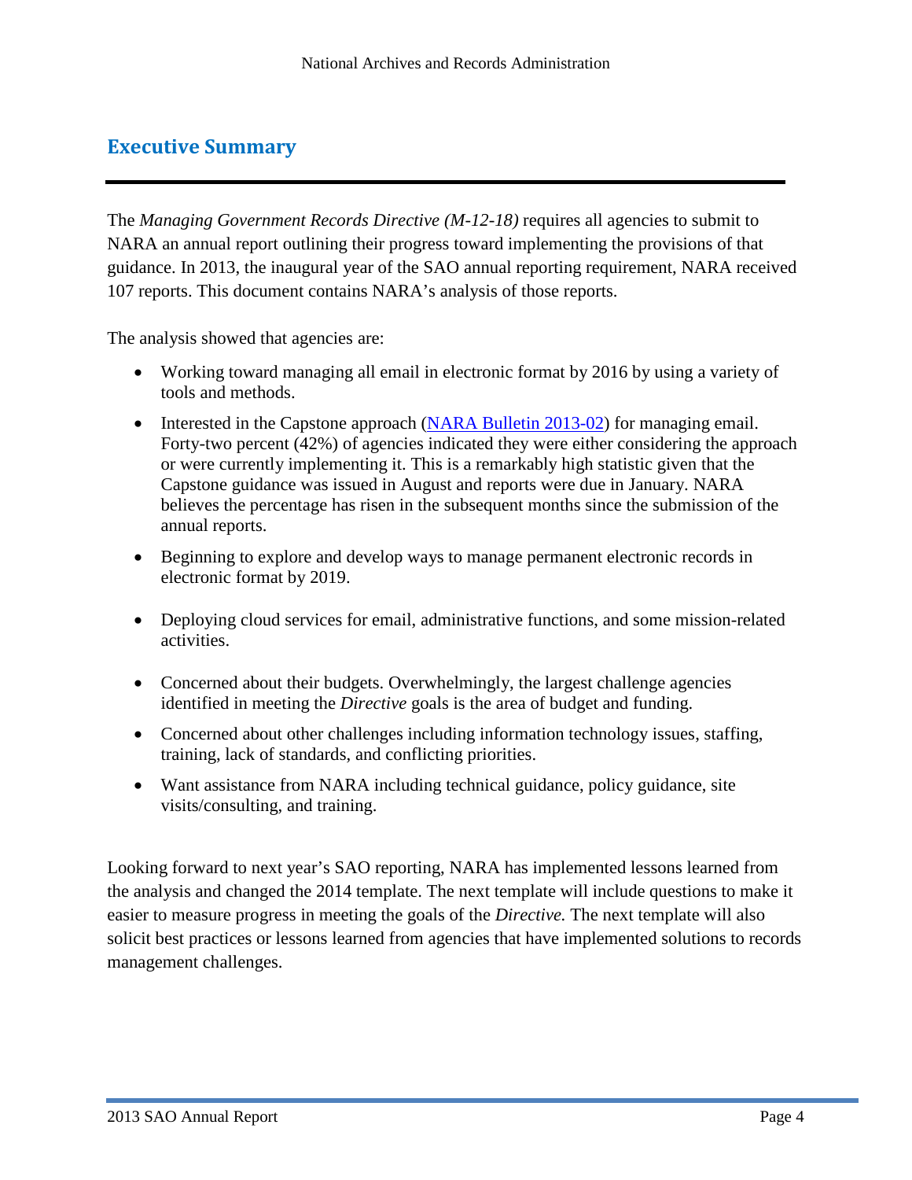## Executive Summary

The *Managing Government Records Directive (M-12-18)* requires all agencies to submit to NARA an annual report outlining their progress toward implementing the provisions of that guidance. In 2013, the inaugural year of the SAO annual reporting requirement, NARA received 107 reports. This document contains NARA's analysis of those reports.

The analysis showed that agencies are:

- Working toward managing all email in electronic format by 2016 by using a variety of tools and methods.
- Interested in the Capstone approach (NARA Bulletin 2013-02) for managing email. Forty-two percent (42%) of agencies indicated they were either considering the approach or were currently implementing it. This is a remarkably high statistic given that the Capstone guidance was issued in August and reports were due in January. NARA believes the percentage has risen in the subsequent months since the submission of the annual reports.
- Beginning to explore and develop ways to manage permanent electronic records in electronic format by 2019.
- Deploying cloud services for email, administrative functions, and some mission-related activities.
- Concerned about their budgets. Overwhelmingly, the largest challenge agencies identified in meeting the *Directive* goals is the area of budget and funding.
- Concerned about other challenges including information technology issues, staffing, training, lack of standards, and conflicting priorities.
- Want assistance from NARA including technical guidance, policy guidance, site visits/consulting, and training.

Looking forward to next year's SAO reporting, NARA has implemented lessons learned from the analysis and changed the 2014 template. The next template will include questions to make it easier to measure progress in meeting the goals of the *Directive.* The next template will also solicit best practices or lessons learned from agencies that have implemented solutions to records management challenges.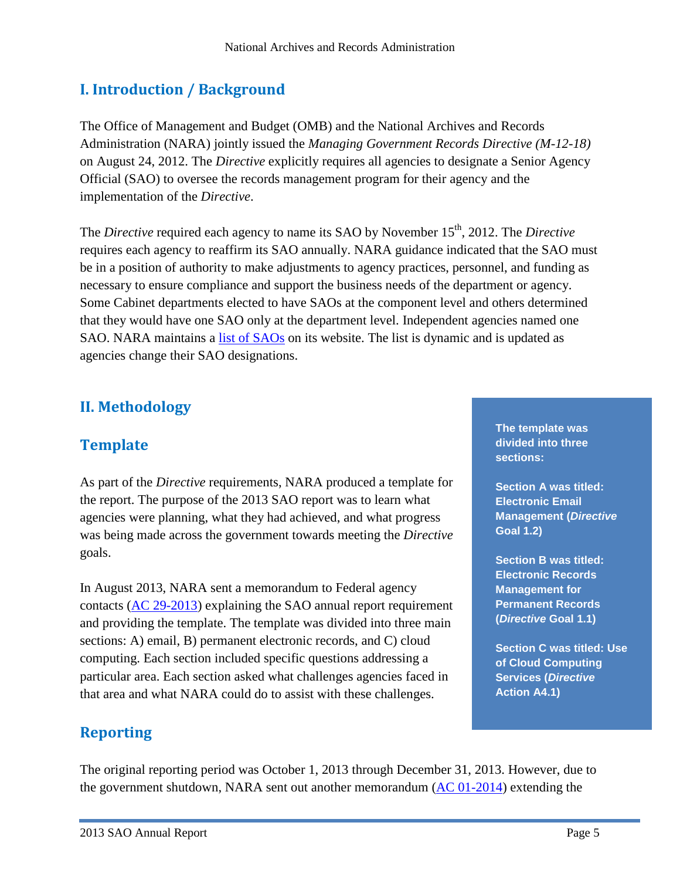## I. Introduction / Background

The Office of Management and Budget (OMB) and the National Archives and Records Administration (NARA) jointly issued the *Managing Government Records Directive (M-12-18)* on August 24, 2012. The *Directive* explicitly requires all agencies to designate a Senior Agency Official (SAO) to oversee the records management program for their agency and the implementation of the *Directive*.

The *Directive* required each agency to name its SAO by November 15th, 2012. The *Directive* requires each agency to reaffirm its SAO annually. NARA guidance indicated that the SAO must be in a position of authority to make adjustments to agency practices, personnel, and funding as necessary to ensure compliance and support the business needs of the department or agency. Some Cabinet departments elected to have SAOs at the component level and others determined that they would have one SAO only at the department level. Independent agencies named one SAO. NARA maintains a list of SAOs on its website. The list is dynamic and is updated as agencies change their SAO designations.

## II. Methodology

### Template

As part of the *Directive* requirements, NARA produced a template for the report. The purpose of the 2013 SAO report was to learn what agencies were planning, what they had achieved, and what progress was being made across the government towards meeting the *Directive* goals.

In August 2013, NARA sent a memorandum to Federal agency contacts (AC 29-2013) explaining the SAO annual report requirement and providing the template. The template was divided into three main sections: A) email, B) permanent electronic records, and C) cloud computing. Each section included specific questions addressing a particular area. Each section asked what challenges agencies faced in that area and what NARA could do to assist with these challenges.

> **The template was divided into three sections:**
>
> **Section A was titled: Electronic Email Management (*Directive* Goal 1.2)**
>
> **Section B was titled: Electronic Records Management for Permanent Records (*Directive* Goal 1.1)**
>
> **Section C was titled: Use of Cloud Computing Services (*Directive* Action A4.1)**

### Reporting

The original reporting period was October 1, 2013 through December 31, 2013. However, due to the government shutdown, NARA sent out another memorandum (AC 01-2014) extending the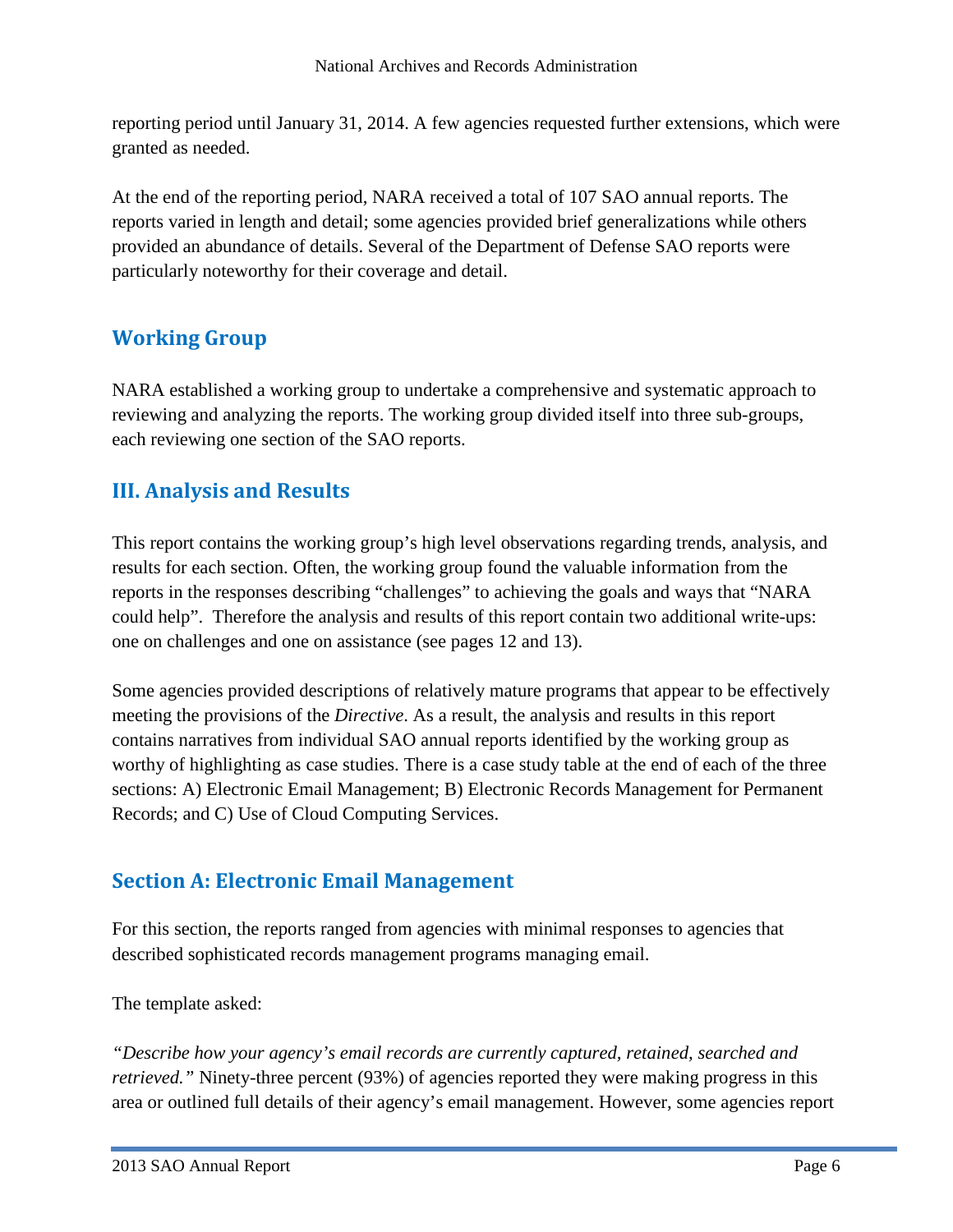reporting period until January 31, 2014. A few agencies requested further extensions, which were granted as needed.

At the end of the reporting period, NARA received a total of 107 SAO annual reports. The reports varied in length and detail; some agencies provided brief generalizations while others provided an abundance of details. Several of the Department of Defense SAO reports were particularly noteworthy for their coverage and detail.

## Working Group

NARA established a working group to undertake a comprehensive and systematic approach to reviewing and analyzing the reports. The working group divided itself into three sub-groups, each reviewing one section of the SAO reports.

## III. Analysis and Results

This report contains the working group's high level observations regarding trends, analysis, and results for each section. Often, the working group found the valuable information from the reports in the responses describing "challenges" to achieving the goals and ways that "NARA could help". Therefore the analysis and results of this report contain two additional write-ups: one on challenges and one on assistance (see pages 12 and 13).

Some agencies provided descriptions of relatively mature programs that appear to be effectively meeting the provisions of the *Directive*. As a result, the analysis and results in this report contains narratives from individual SAO annual reports identified by the working group as worthy of highlighting as case studies. There is a case study table at the end of each of the three sections: A) Electronic Email Management; B) Electronic Records Management for Permanent Records; and C) Use of Cloud Computing Services.

## Section A: Electronic Email Management

For this section, the reports ranged from agencies with minimal responses to agencies that described sophisticated records management programs managing email.

The template asked:

*"Describe how your agency's email records are currently captured, retained, searched and retrieved."* Ninety-three percent (93%) of agencies reported they were making progress in this area or outlined full details of their agency's email management. However, some agencies report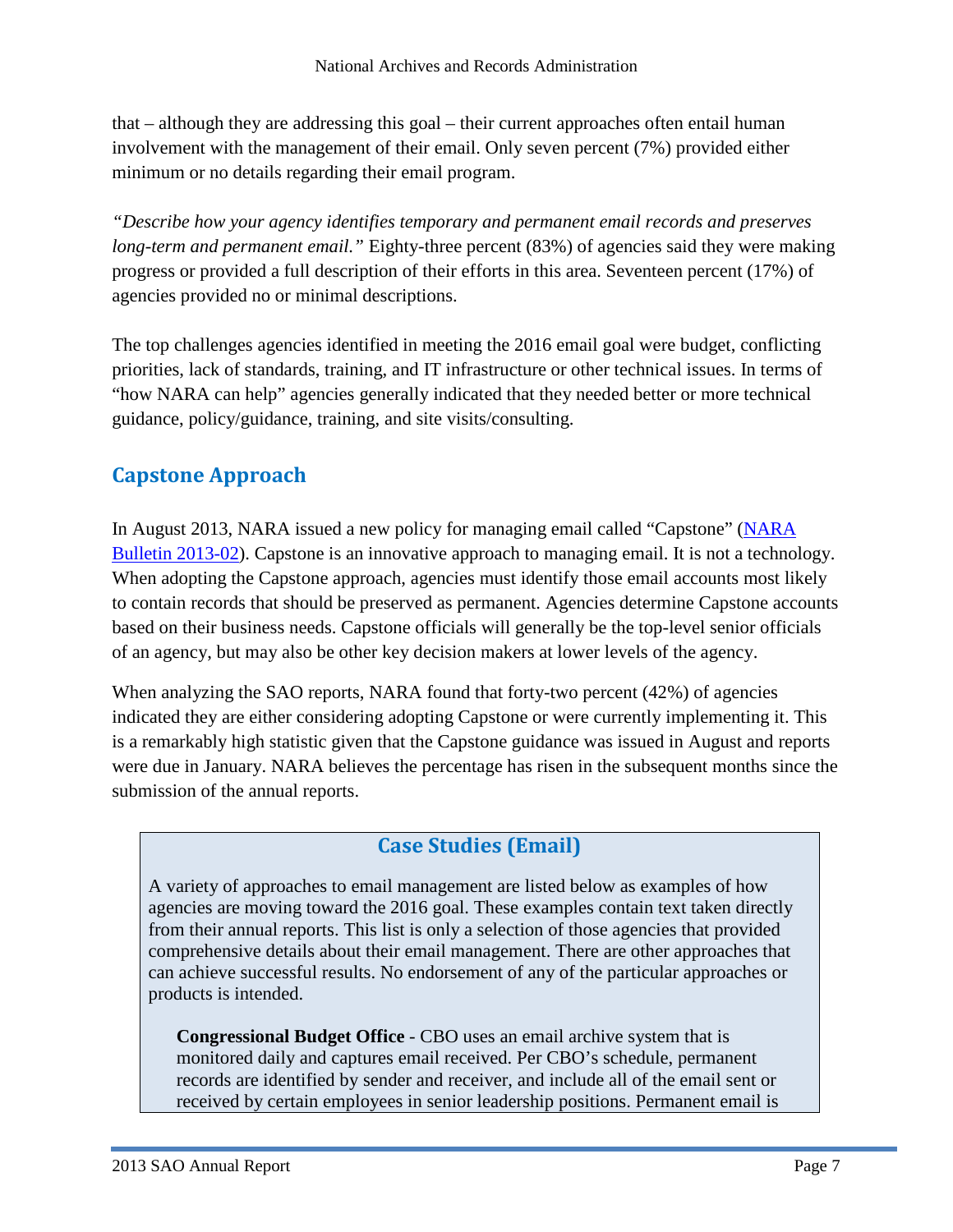that – although they are addressing this goal – their current approaches often entail human involvement with the management of their email. Only seven percent (7%) provided either minimum or no details regarding their email program.

*"Describe how your agency identifies temporary and permanent email records and preserves long-term and permanent email."* Eighty-three percent (83%) of agencies said they were making progress or provided a full description of their efforts in this area. Seventeen percent (17%) of agencies provided no or minimal descriptions.

The top challenges agencies identified in meeting the 2016 email goal were budget, conflicting priorities, lack of standards, training, and IT infrastructure or other technical issues. In terms of "how NARA can help" agencies generally indicated that they needed better or more technical guidance, policy/guidance, training, and site visits/consulting.

## Capstone Approach

In August 2013, NARA issued a new policy for managing email called "Capstone" (NARA Bulletin 2013-02). Capstone is an innovative approach to managing email. It is not a technology. When adopting the Capstone approach, agencies must identify those email accounts most likely to contain records that should be preserved as permanent. Agencies determine Capstone accounts based on their business needs. Capstone officials will generally be the top-level senior officials of an agency, but may also be other key decision makers at lower levels of the agency.

When analyzing the SAO reports, NARA found that forty-two percent (42%) of agencies indicated they are either considering adopting Capstone or were currently implementing it. This is a remarkably high statistic given that the Capstone guidance was issued in August and reports were due in January. NARA believes the percentage has risen in the subsequent months since the submission of the annual reports.

### Case Studies (Email)

A variety of approaches to email management are listed below as examples of how agencies are moving toward the 2016 goal. These examples contain text taken directly from their annual reports. This list is only a selection of those agencies that provided comprehensive details about their email management. There are other approaches that can achieve successful results. No endorsement of any of the particular approaches or products is intended.

**Congressional Budget Office** - CBO uses an email archive system that is monitored daily and captures email received. Per CBO's schedule, permanent records are identified by sender and receiver, and include all of the email sent or received by certain employees in senior leadership positions. Permanent email is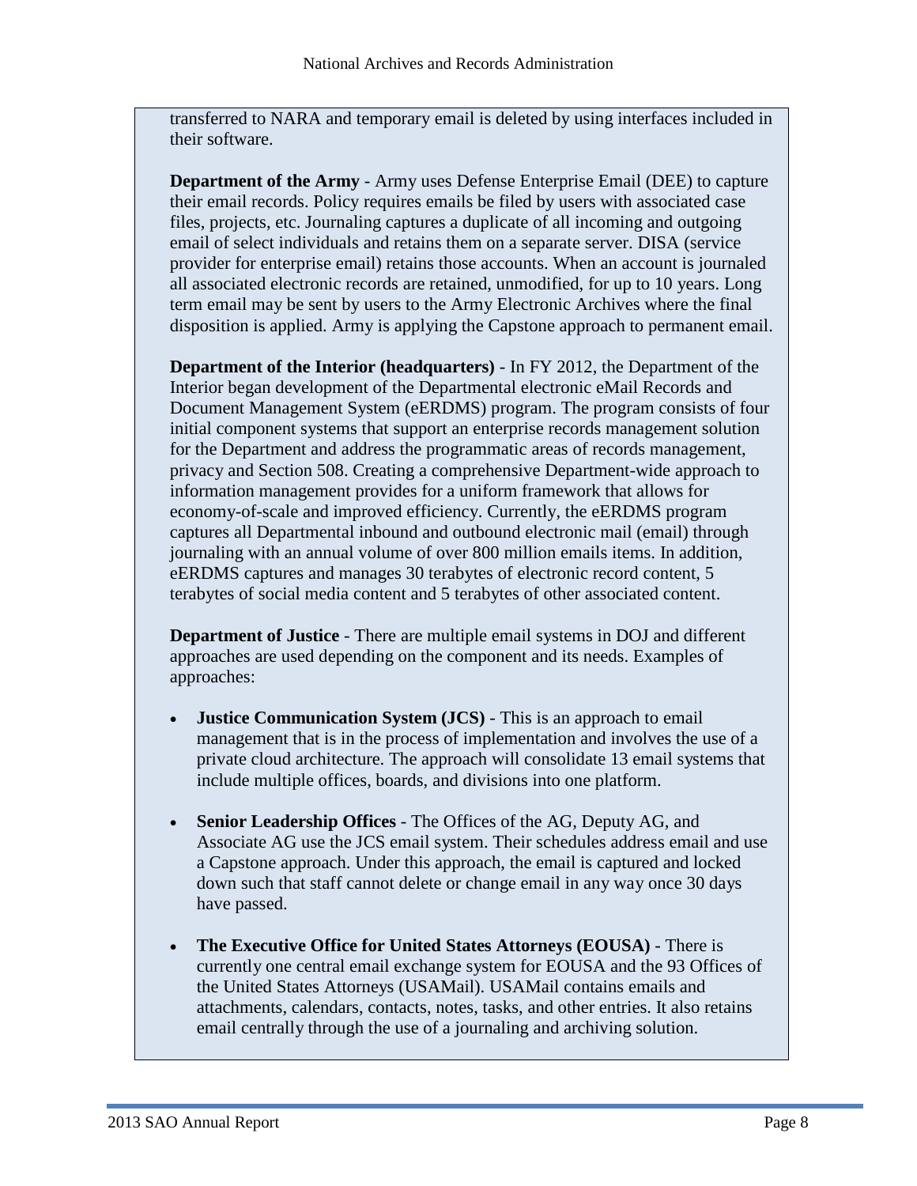transferred to NARA and temporary email is deleted by using interfaces included in their software.

**Department of the Army** - Army uses Defense Enterprise Email (DEE) to capture their email records. Policy requires emails be filed by users with associated case files, projects, etc. Journaling captures a duplicate of all incoming and outgoing email of select individuals and retains them on a separate server. DISA (service provider for enterprise email) retains those accounts. When an account is journaled all associated electronic records are retained, unmodified, for up to 10 years. Long term email may be sent by users to the Army Electronic Archives where the final disposition is applied. Army is applying the Capstone approach to permanent email.

**Department of the Interior (headquarters)** - In FY 2012, the Department of the Interior began development of the Departmental electronic eMail Records and Document Management System (eERDMS) program. The program consists of four initial component systems that support an enterprise records management solution for the Department and address the programmatic areas of records management, privacy and Section 508. Creating a comprehensive Department-wide approach to information management provides for a uniform framework that allows for economy-of-scale and improved efficiency. Currently, the eERDMS program captures all Departmental inbound and outbound electronic mail (email) through journaling with an annual volume of over 800 million emails items. In addition, eERDMS captures and manages 30 terabytes of electronic record content, 5 terabytes of social media content and 5 terabytes of other associated content.

**Department of Justice** - There are multiple email systems in DOJ and different approaches are used depending on the component and its needs. Examples of approaches:

- **Justice Communication System (JCS)** - This is an approach to email management that is in the process of implementation and involves the use of a private cloud architecture. The approach will consolidate 13 email systems that include multiple offices, boards, and divisions into one platform.

- **Senior Leadership Offices** - The Offices of the AG, Deputy AG, and Associate AG use the JCS email system. Their schedules address email and use a Capstone approach. Under this approach, the email is captured and locked down such that staff cannot delete or change email in any way once 30 days have passed.

- **The Executive Office for United States Attorneys (EOUSA)** - There is currently one central email exchange system for EOUSA and the 93 Offices of the United States Attorneys (USAMail). USAMail contains emails and attachments, calendars, contacts, notes, tasks, and other entries. It also retains email centrally through the use of a journaling and archiving solution.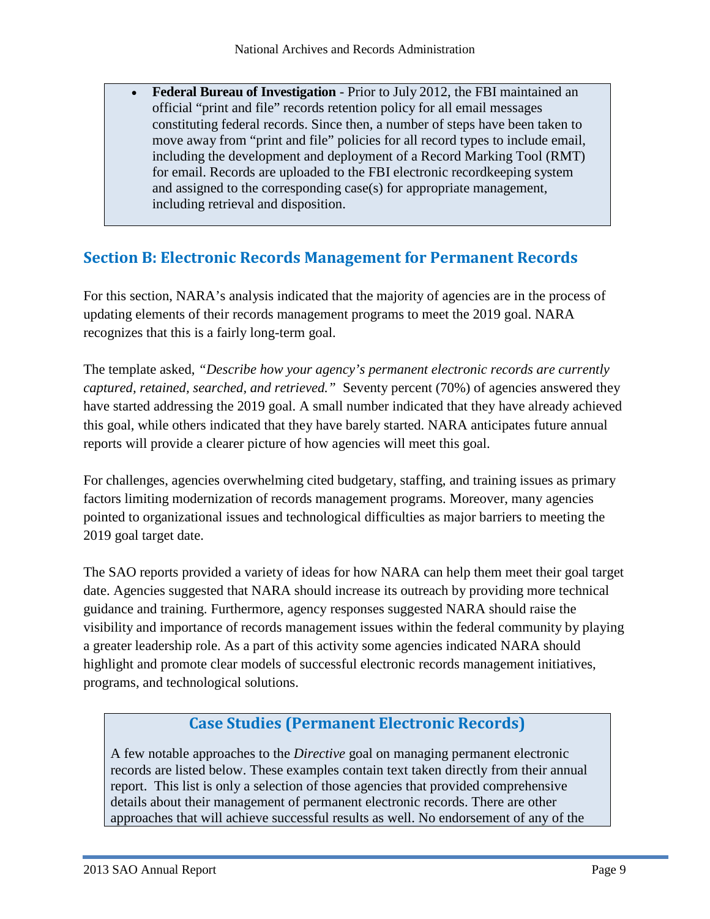- **Federal Bureau of Investigation** - Prior to July 2012, the FBI maintained an official "print and file" records retention policy for all email messages constituting federal records. Since then, a number of steps have been taken to move away from "print and file" policies for all record types to include email, including the development and deployment of a Record Marking Tool (RMT) for email. Records are uploaded to the FBI electronic recordkeeping system and assigned to the corresponding case(s) for appropriate management, including retrieval and disposition.

## Section B: Electronic Records Management for Permanent Records

For this section, NARA's analysis indicated that the majority of agencies are in the process of updating elements of their records management programs to meet the 2019 goal. NARA recognizes that this is a fairly long-term goal.

The template asked, *"Describe how your agency's permanent electronic records are currently captured, retained, searched, and retrieved."* Seventy percent (70%) of agencies answered they have started addressing the 2019 goal. A small number indicated that they have already achieved this goal, while others indicated that they have barely started. NARA anticipates future annual reports will provide a clearer picture of how agencies will meet this goal.

For challenges, agencies overwhelming cited budgetary, staffing, and training issues as primary factors limiting modernization of records management programs. Moreover, many agencies pointed to organizational issues and technological difficulties as major barriers to meeting the 2019 goal target date.

The SAO reports provided a variety of ideas for how NARA can help them meet their goal target date. Agencies suggested that NARA should increase its outreach by providing more technical guidance and training. Furthermore, agency responses suggested NARA should raise the visibility and importance of records management issues within the federal community by playing a greater leadership role. As a part of this activity some agencies indicated NARA should highlight and promote clear models of successful electronic records management initiatives, programs, and technological solutions.

### Case Studies (Permanent Electronic Records)

A few notable approaches to the *Directive* goal on managing permanent electronic records are listed below. These examples contain text taken directly from their annual report. This list is only a selection of those agencies that provided comprehensive details about their management of permanent electronic records. There are other approaches that will achieve successful results as well. No endorsement of any of the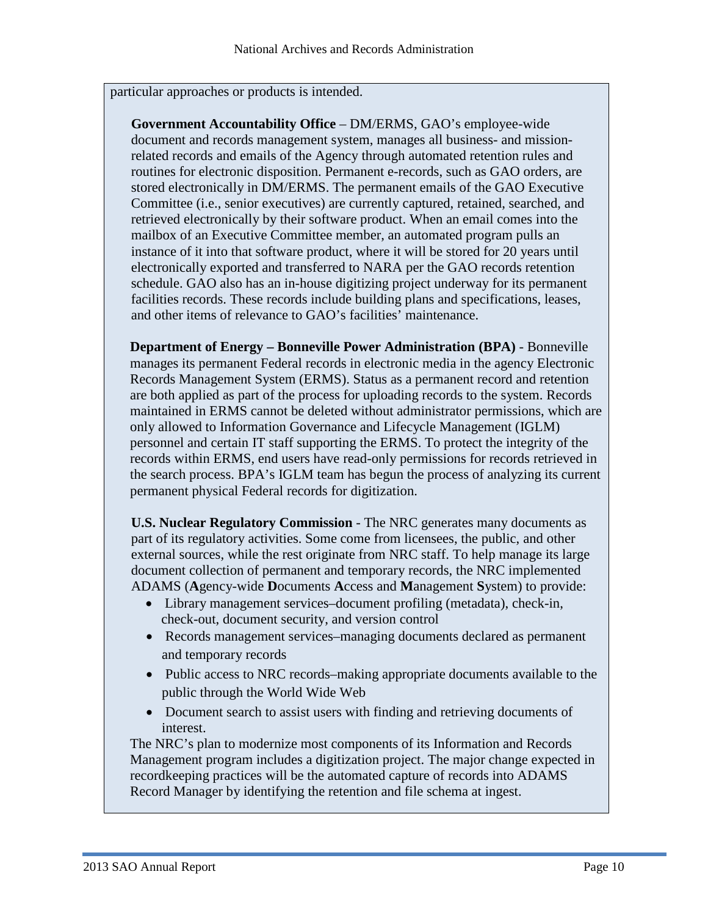particular approaches or products is intended.

**Government Accountability Office** – DM/ERMS, GAO's employee-wide document and records management system, manages all business- and mission-related records and emails of the Agency through automated retention rules and routines for electronic disposition. Permanent e-records, such as GAO orders, are stored electronically in DM/ERMS. The permanent emails of the GAO Executive Committee (i.e., senior executives) are currently captured, retained, searched, and retrieved electronically by their software product. When an email comes into the mailbox of an Executive Committee member, an automated program pulls an instance of it into that software product, where it will be stored for 20 years until electronically exported and transferred to NARA per the GAO records retention schedule. GAO also has an in-house digitizing project underway for its permanent facilities records. These records include building plans and specifications, leases, and other items of relevance to GAO's facilities' maintenance.

**Department of Energy – Bonneville Power Administration (BPA)** - Bonneville manages its permanent Federal records in electronic media in the agency Electronic Records Management System (ERMS). Status as a permanent record and retention are both applied as part of the process for uploading records to the system. Records maintained in ERMS cannot be deleted without administrator permissions, which are only allowed to Information Governance and Lifecycle Management (IGLM) personnel and certain IT staff supporting the ERMS. To protect the integrity of the records within ERMS, end users have read-only permissions for records retrieved in the search process. BPA's IGLM team has begun the process of analyzing its current permanent physical Federal records for digitization.

**U.S. Nuclear Regulatory Commission** - The NRC generates many documents as part of its regulatory activities. Some come from licensees, the public, and other external sources, while the rest originate from NRC staff. To help manage its large document collection of permanent and temporary records, the NRC implemented ADAMS (**A**gency-wide **D**ocuments **A**ccess and **M**anagement **S**ystem) to provide:

- Library management services–document profiling (metadata), check-in, check-out, document security, and version control
- Records management services–managing documents declared as permanent and temporary records
- Public access to NRC records–making appropriate documents available to the public through the World Wide Web
- Document search to assist users with finding and retrieving documents of interest.

The NRC's plan to modernize most components of its Information and Records Management program includes a digitization project. The major change expected in recordkeeping practices will be the automated capture of records into ADAMS Record Manager by identifying the retention and file schema at ingest.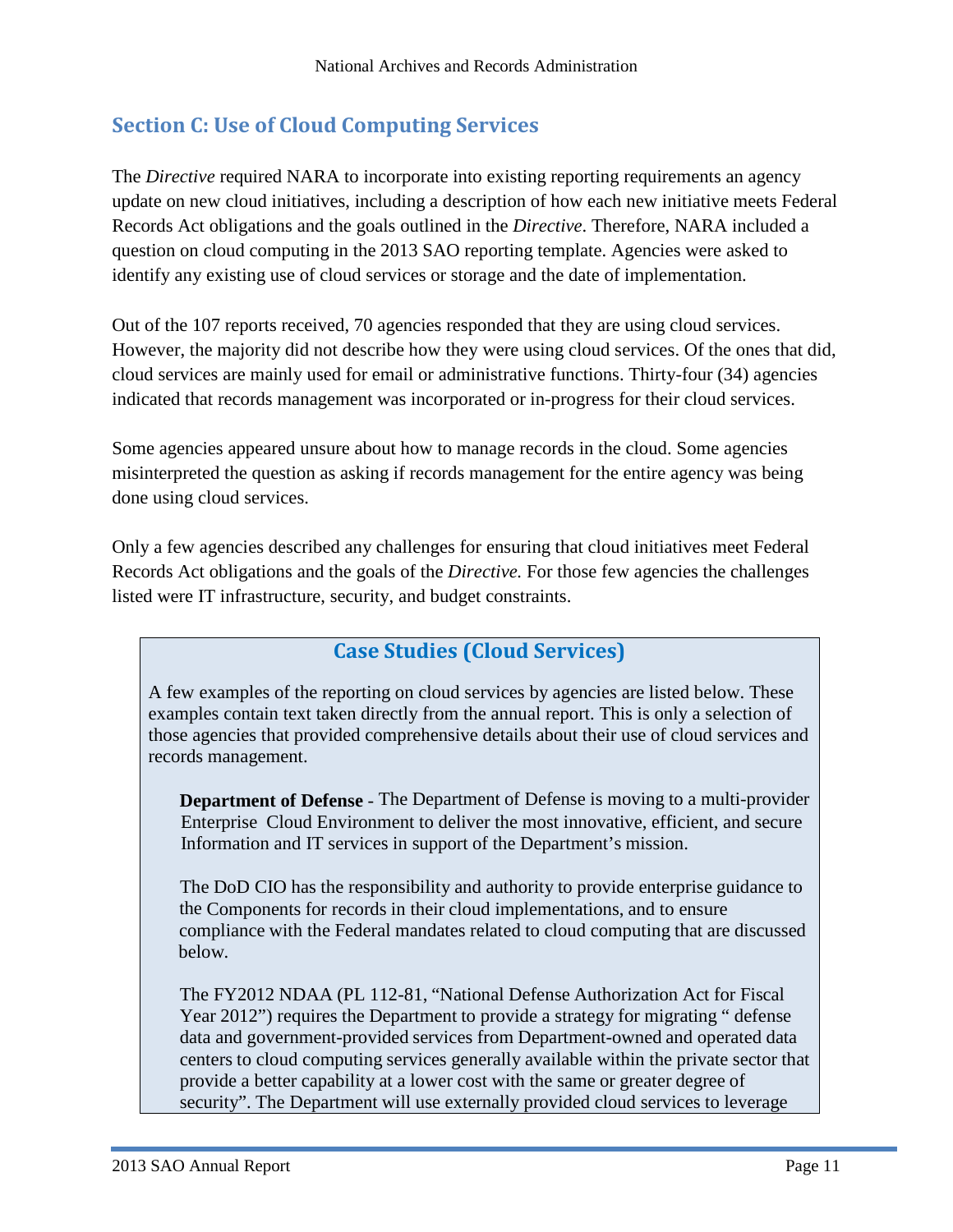## Section C: Use of Cloud Computing Services

The *Directive* required NARA to incorporate into existing reporting requirements an agency update on new cloud initiatives, including a description of how each new initiative meets Federal Records Act obligations and the goals outlined in the *Directive*. Therefore, NARA included a question on cloud computing in the 2013 SAO reporting template. Agencies were asked to identify any existing use of cloud services or storage and the date of implementation.

Out of the 107 reports received, 70 agencies responded that they are using cloud services. However, the majority did not describe how they were using cloud services. Of the ones that did, cloud services are mainly used for email or administrative functions. Thirty-four (34) agencies indicated that records management was incorporated or in-progress for their cloud services.

Some agencies appeared unsure about how to manage records in the cloud. Some agencies misinterpreted the question as asking if records management for the entire agency was being done using cloud services.

Only a few agencies described any challenges for ensuring that cloud initiatives meet Federal Records Act obligations and the goals of the *Directive.* For those few agencies the challenges listed were IT infrastructure, security, and budget constraints.

### Case Studies (Cloud Services)

A few examples of the reporting on cloud services by agencies are listed below. These examples contain text taken directly from the annual report. This is only a selection of those agencies that provided comprehensive details about their use of cloud services and records management.

**Department of Defense** - The Department of Defense is moving to a multi-provider Enterprise Cloud Environment to deliver the most innovative, efficient, and secure Information and IT services in support of the Department's mission.

The DoD CIO has the responsibility and authority to provide enterprise guidance to the Components for records in their cloud implementations, and to ensure compliance with the Federal mandates related to cloud computing that are discussed below.

The FY2012 NDAA (PL 112-81, "National Defense Authorization Act for Fiscal Year 2012") requires the Department to provide a strategy for migrating " defense data and government-provided services from Department-owned and operated data centers to cloud computing services generally available within the private sector that provide a better capability at a lower cost with the same or greater degree of security". The Department will use externally provided cloud services to leverage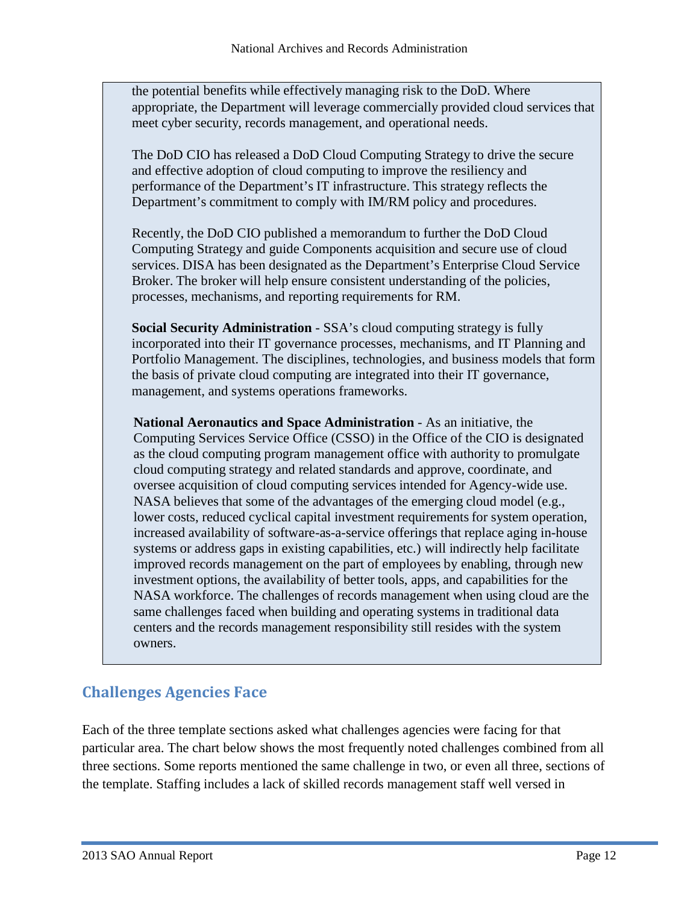the potential benefits while effectively managing risk to the DoD. Where appropriate, the Department will leverage commercially provided cloud services that meet cyber security, records management, and operational needs.

The DoD CIO has released a DoD Cloud Computing Strategy to drive the secure and effective adoption of cloud computing to improve the resiliency and performance of the Department's IT infrastructure. This strategy reflects the Department's commitment to comply with IM/RM policy and procedures.

Recently, the DoD CIO published a memorandum to further the DoD Cloud Computing Strategy and guide Components acquisition and secure use of cloud services. DISA has been designated as the Department's Enterprise Cloud Service Broker. The broker will help ensure consistent understanding of the policies, processes, mechanisms, and reporting requirements for RM.

**Social Security Administration** - SSA's cloud computing strategy is fully incorporated into their IT governance processes, mechanisms, and IT Planning and Portfolio Management. The disciplines, technologies, and business models that form the basis of private cloud computing are integrated into their IT governance, management, and systems operations frameworks.

**National Aeronautics and Space Administration** - As an initiative, the Computing Services Service Office (CSSO) in the Office of the CIO is designated as the cloud computing program management office with authority to promulgate cloud computing strategy and related standards and approve, coordinate, and oversee acquisition of cloud computing services intended for Agency-wide use. NASA believes that some of the advantages of the emerging cloud model (e.g., lower costs, reduced cyclical capital investment requirements for system operation, increased availability of software-as-a-service offerings that replace aging in-house systems or address gaps in existing capabilities, etc.) will indirectly help facilitate improved records management on the part of employees by enabling, through new investment options, the availability of better tools, apps, and capabilities for the NASA workforce. The challenges of records management when using cloud are the same challenges faced when building and operating systems in traditional data centers and the records management responsibility still resides with the system owners.

## Challenges Agencies Face

Each of the three template sections asked what challenges agencies were facing for that particular area. The chart below shows the most frequently noted challenges combined from all three sections. Some reports mentioned the same challenge in two, or even all three, sections of the template. Staffing includes a lack of skilled records management staff well versed in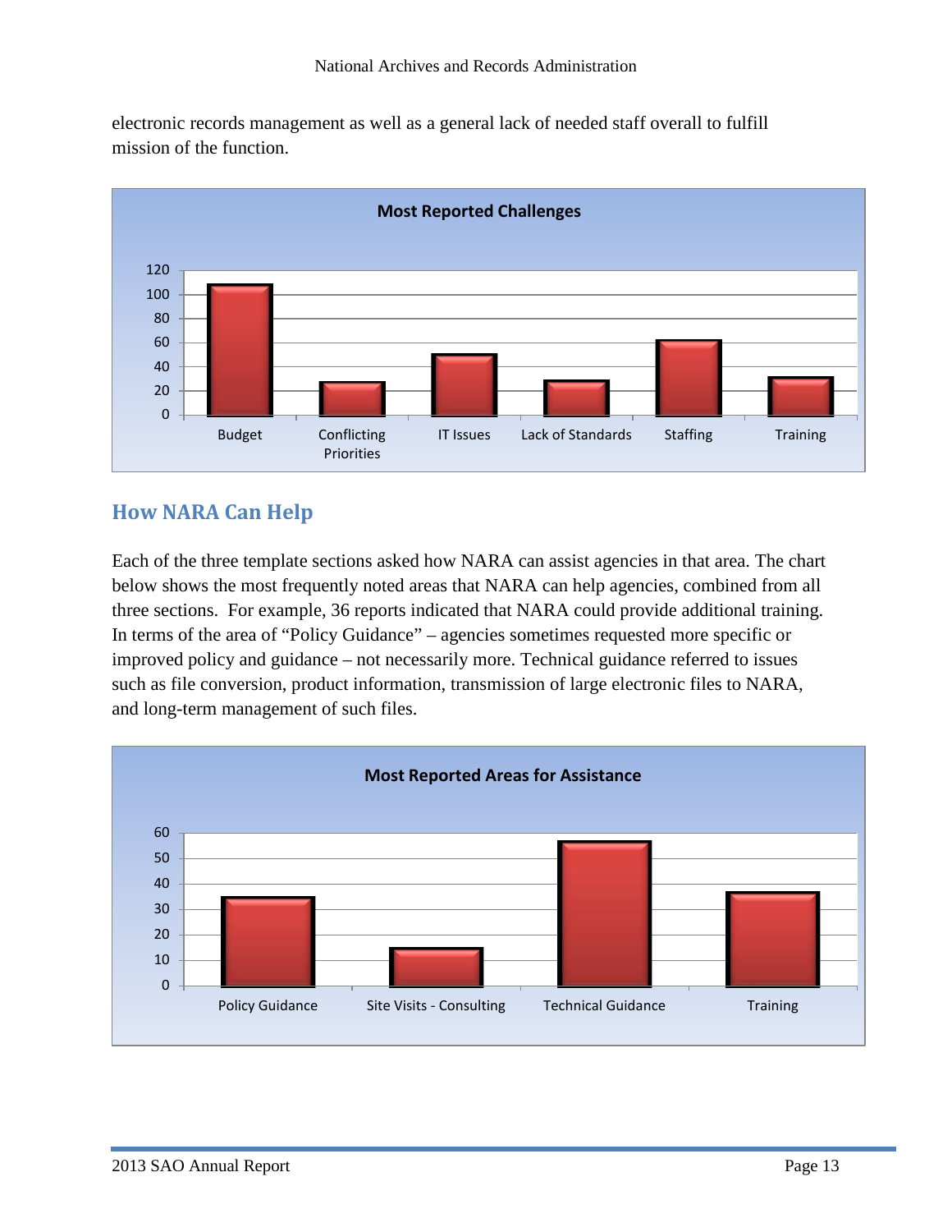electronic records management as well as a general lack of needed staff overall to fulfill mission of the function.

**Most Reported Challenges**

| Challenge | Count |
|---|---|
| Budget | ~108 |
| Conflicting Priorities | ~27 |
| IT Issues | ~50 |
| Lack of Standards | ~28 |
| Staffing | ~62 |
| Training | ~31 |

## How NARA Can Help

Each of the three template sections asked how NARA can assist agencies in that area. The chart below shows the most frequently noted areas that NARA can help agencies, combined from all three sections. For example, 36 reports indicated that NARA could provide additional training. In terms of the area of "Policy Guidance" – agencies sometimes requested more specific or improved policy and guidance – not necessarily more. Technical guidance referred to issues such as file conversion, product information, transmission of large electronic files to NARA, and long-term management of such files.

**Most Reported Areas for Assistance**

| Area | Count |
|---|---|
| Policy Guidance | ~35 |
| Site Visits - Consulting | ~15 |
| Technical Guidance | ~57 |
| Training | ~37 |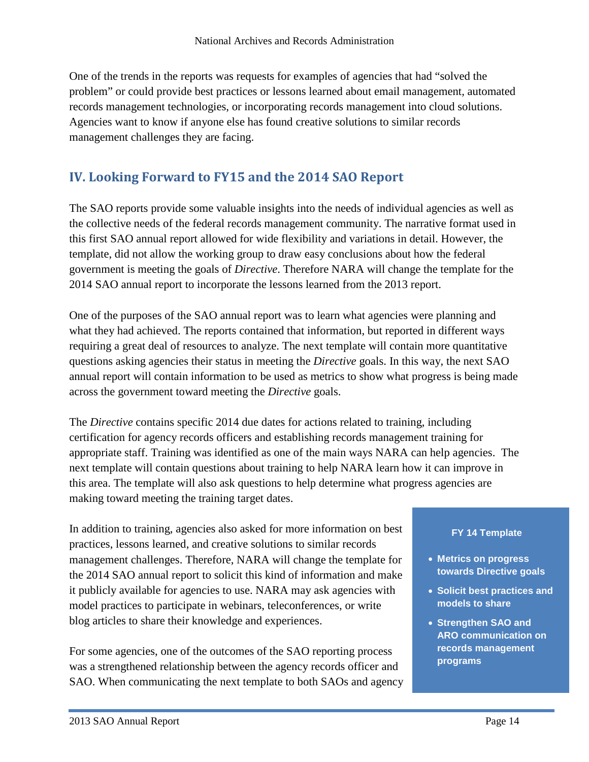One of the trends in the reports was requests for examples of agencies that had "solved the problem" or could provide best practices or lessons learned about email management, automated records management technologies, or incorporating records management into cloud solutions. Agencies want to know if anyone else has found creative solutions to similar records management challenges they are facing.

## IV. Looking Forward to FY15 and the 2014 SAO Report

The SAO reports provide some valuable insights into the needs of individual agencies as well as the collective needs of the federal records management community. The narrative format used in this first SAO annual report allowed for wide flexibility and variations in detail. However, the template, did not allow the working group to draw easy conclusions about how the federal government is meeting the goals of *Directive*. Therefore NARA will change the template for the 2014 SAO annual report to incorporate the lessons learned from the 2013 report.

One of the purposes of the SAO annual report was to learn what agencies were planning and what they had achieved. The reports contained that information, but reported in different ways requiring a great deal of resources to analyze. The next template will contain more quantitative questions asking agencies their status in meeting the *Directive* goals. In this way, the next SAO annual report will contain information to be used as metrics to show what progress is being made across the government toward meeting the *Directive* goals.

The *Directive* contains specific 2014 due dates for actions related to training, including certification for agency records officers and establishing records management training for appropriate staff. Training was identified as one of the main ways NARA can help agencies. The next template will contain questions about training to help NARA learn how it can improve in this area. The template will also ask questions to help determine what progress agencies are making toward meeting the training target dates.

In addition to training, agencies also asked for more information on best practices, lessons learned, and creative solutions to similar records management challenges. Therefore, NARA will change the template for the 2014 SAO annual report to solicit this kind of information and make it publicly available for agencies to use. NARA may ask agencies with model practices to participate in webinars, teleconferences, or write blog articles to share their knowledge and experiences.

> **FY 14 Template**
>
> - **Metrics on progress towards Directive goals**
> - **Solicit best practices and models to share**
> - **Strengthen SAO and ARO communication on records management programs**

For some agencies, one of the outcomes of the SAO reporting process was a strengthened relationship between the agency records officer and SAO. When communicating the next template to both SAOs and agency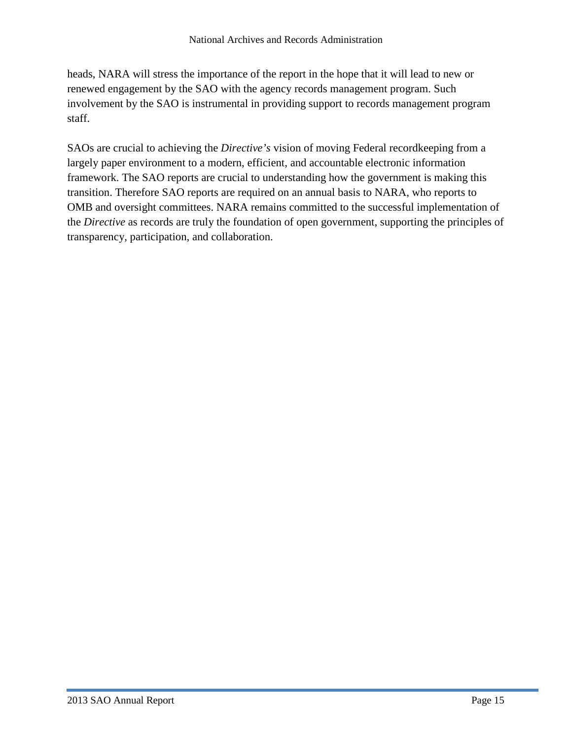heads, NARA will stress the importance of the report in the hope that it will lead to new or renewed engagement by the SAO with the agency records management program. Such involvement by the SAO is instrumental in providing support to records management program staff.

SAOs are crucial to achieving the *Directive's* vision of moving Federal recordkeeping from a largely paper environment to a modern, efficient, and accountable electronic information framework. The SAO reports are crucial to understanding how the government is making this transition. Therefore SAO reports are required on an annual basis to NARA, who reports to OMB and oversight committees. NARA remains committed to the successful implementation of the *Directive* as records are truly the foundation of open government, supporting the principles of transparency, participation, and collaboration.